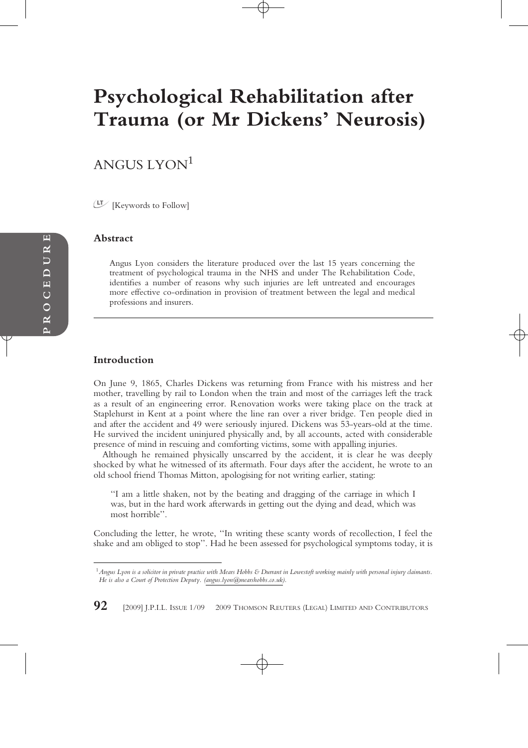# Psychological Rehabilitation after Trauma (or Mr Dickens' Neurosis)

ANGUS LYON[1]

[Keywords to Follow]

### Abstract

Angus Lyon considers the literature produced over the last 15 years concerning the treatment of psychological trauma in the NHS and under The Rehabilitation Code, identifies a number of reasons why such injuries are left untreated and encourages more effective co-ordination in provision of treatment between the legal and medical professions and insurers.

### Introduction

On June 9, 1865, Charles Dickens was returning from France with his mistress and her mother, travelling by rail to London when the train and most of the carriages left the track as a result of an engineering error. Renovation works were taking place on the track at Staplehurst in Kent at a point where the line ran over a river bridge. Ten people died in and after the accident and 49 were seriously injured. Dickens was 53-years-old at the time. He survived the incident uninjured physically and, by all accounts, acted with considerable presence of mind in rescuing and comforting victims, some with appalling injuries.

Although he remained physically unscarred by the accident, it is clear he was deeply shocked by what he witnessed of its aftermath. Four days after the accident, he wrote to an old school friend Thomas Mitton, apologising for not writing earlier, stating:

> "I am a little shaken, not by the beating and dragging of the carriage in which I was, but in the hard work afterwards in getting out the dying and dead, which was most horrible".

Concluding the letter, he wrote, "In writing these scanty words of recollection, I feel the shake and am obliged to stop". Had he been assessed for psychological symptoms today, it is

---

[1] *Angus Lyon is a solicitor in private practice with Mears Hobbs & Durrant in Lowestoft working mainly with personal injury claimants. He is also a Court of Protection Deputy. (angus.lyon@mearshobbs.co.uk).*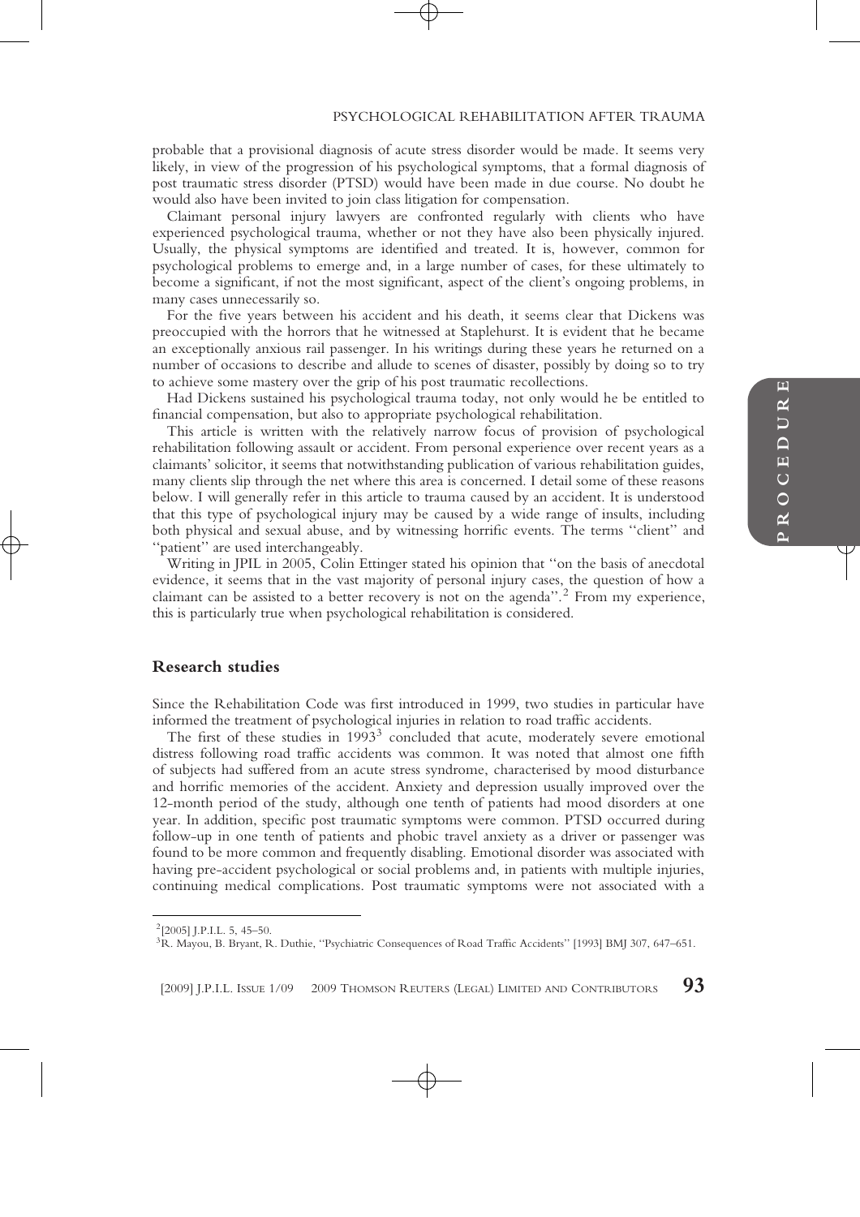probable that a provisional diagnosis of acute stress disorder would be made. It seems very likely, in view of the progression of his psychological symptoms, that a formal diagnosis of post traumatic stress disorder (PTSD) would have been made in due course. No doubt he would also have been invited to join class litigation for compensation.

Claimant personal injury lawyers are confronted regularly with clients who have experienced psychological trauma, whether or not they have also been physically injured. Usually, the physical symptoms are identified and treated. It is, however, common for psychological problems to emerge and, in a large number of cases, for these ultimately to become a significant, if not the most significant, aspect of the client's ongoing problems, in many cases unnecessarily so.

For the five years between his accident and his death, it seems clear that Dickens was preoccupied with the horrors that he witnessed at Staplehurst. It is evident that he became an exceptionally anxious rail passenger. In his writings during these years he returned on a number of occasions to describe and allude to scenes of disaster, possibly by doing so to try to achieve some mastery over the grip of his post traumatic recollections.

Had Dickens sustained his psychological trauma today, not only would he be entitled to financial compensation, but also to appropriate psychological rehabilitation.

This article is written with the relatively narrow focus of provision of psychological rehabilitation following assault or accident. From personal experience over recent years as a claimants' solicitor, it seems that notwithstanding publication of various rehabilitation guides, many clients slip through the net where this area is concerned. I detail some of these reasons below. I will generally refer in this article to trauma caused by an accident. It is understood that this type of psychological injury may be caused by a wide range of insults, including both physical and sexual abuse, and by witnessing horrific events. The terms "client" and "patient" are used interchangeably.

Writing in JPIL in 2005, Colin Ettinger stated his opinion that "on the basis of anecdotal evidence, it seems that in the vast majority of personal injury cases, the question of how a claimant can be assisted to a better recovery is not on the agenda".[2] From my experience, this is particularly true when psychological rehabilitation is considered.

## Research studies

Since the Rehabilitation Code was first introduced in 1999, two studies in particular have informed the treatment of psychological injuries in relation to road traffic accidents.

The first of these studies in 1993[3] concluded that acute, moderately severe emotional distress following road traffic accidents was common. It was noted that almost one fifth of subjects had suffered from an acute stress syndrome, characterised by mood disturbance and horrific memories of the accident. Anxiety and depression usually improved over the 12-month period of the study, although one tenth of patients had mood disorders at one year. In addition, specific post traumatic symptoms were common. PTSD occurred during follow-up in one tenth of patients and phobic travel anxiety as a driver or passenger was found to be more common and frequently disabling. Emotional disorder was associated with having pre-accident psychological or social problems and, in patients with multiple injuries, continuing medical complications. Post traumatic symptoms were not associated with a

---

[2] [2005] J.P.I.L. 5, 45–50.

[3] R. Mayou, B. Bryant, R. Duthie, "Psychiatric Consequences of Road Traffic Accidents" [1993] BMJ 307, 647–651.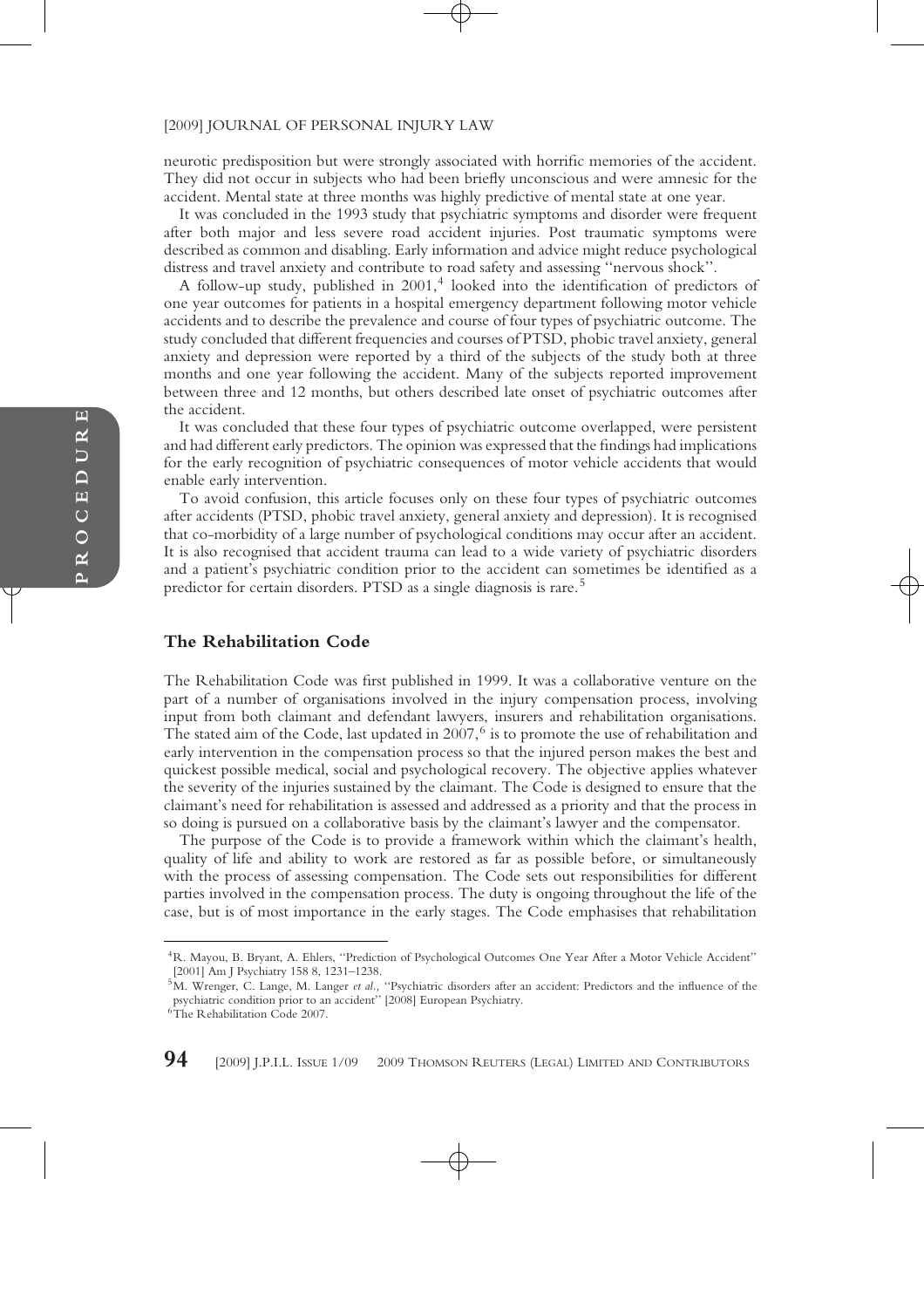neurotic predisposition but were strongly associated with horrific memories of the accident. They did not occur in subjects who had been briefly unconscious and were amnesic for the accident. Mental state at three months was highly predictive of mental state at one year.

It was concluded in the 1993 study that psychiatric symptoms and disorder were frequent after both major and less severe road accident injuries. Post traumatic symptoms were described as common and disabling. Early information and advice might reduce psychological distress and travel anxiety and contribute to road safety and assessing "nervous shock".

A follow-up study, published in 2001,[4] looked into the identification of predictors of one year outcomes for patients in a hospital emergency department following motor vehicle accidents and to describe the prevalence and course of four types of psychiatric outcome. The study concluded that different frequencies and courses of PTSD, phobic travel anxiety, general anxiety and depression were reported by a third of the subjects of the study both at three months and one year following the accident. Many of the subjects reported improvement between three and 12 months, but others described late onset of psychiatric outcomes after the accident.

It was concluded that these four types of psychiatric outcome overlapped, were persistent and had different early predictors. The opinion was expressed that the findings had implications for the early recognition of psychiatric consequences of motor vehicle accidents that would enable early intervention.

To avoid confusion, this article focuses only on these four types of psychiatric outcomes after accidents (PTSD, phobic travel anxiety, general anxiety and depression). It is recognised that co-morbidity of a large number of psychological conditions may occur after an accident. It is also recognised that accident trauma can lead to a wide variety of psychiatric disorders and a patient's psychiatric condition prior to the accident can sometimes be identified as a predictor for certain disorders. PTSD as a single diagnosis is rare.[5]

## The Rehabilitation Code

The Rehabilitation Code was first published in 1999. It was a collaborative venture on the part of a number of organisations involved in the injury compensation process, involving input from both claimant and defendant lawyers, insurers and rehabilitation organisations. The stated aim of the Code, last updated in 2007,[6] is to promote the use of rehabilitation and early intervention in the compensation process so that the injured person makes the best and quickest possible medical, social and psychological recovery. The objective applies whatever the severity of the injuries sustained by the claimant. The Code is designed to ensure that the claimant's need for rehabilitation is assessed and addressed as a priority and that the process in so doing is pursued on a collaborative basis by the claimant's lawyer and the compensator.

The purpose of the Code is to provide a framework within which the claimant's health, quality of life and ability to work are restored as far as possible before, or simultaneously with the process of assessing compensation. The Code sets out responsibilities for different parties involved in the compensation process. The duty is ongoing throughout the life of the case, but is of most importance in the early stages. The Code emphasises that rehabilitation

---

[4] R. Mayou, B. Bryant, A. Ehlers, "Prediction of Psychological Outcomes One Year After a Motor Vehicle Accident" [2001] Am J Psychiatry 158 8, 1231–1238.

[5] M. Wrenger, C. Lange, M. Langer *et al.*, "Psychiatric disorders after an accident: Predictors and the influence of the psychiatric condition prior to an accident" [2008] European Psychiatry.

[6] The Rehabilitation Code 2007.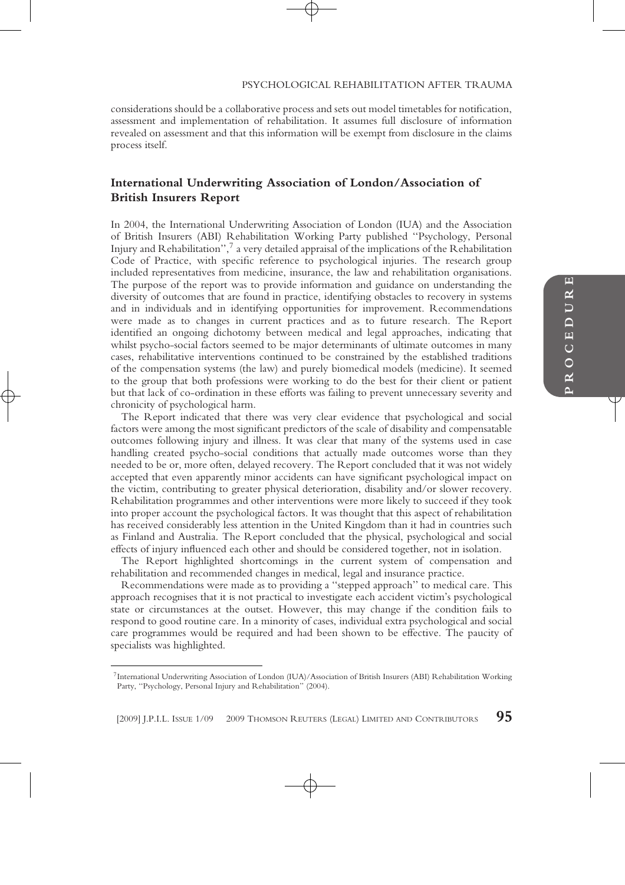considerations should be a collaborative process and sets out model timetables for notification, assessment and implementation of rehabilitation. It assumes full disclosure of information revealed on assessment and that this information will be exempt from disclosure in the claims process itself.

## International Underwriting Association of London/Association of British Insurers Report

In 2004, the International Underwriting Association of London (IUA) and the Association of British Insurers (ABI) Rehabilitation Working Party published "Psychology, Personal Injury and Rehabilitation",[7] a very detailed appraisal of the implications of the Rehabilitation Code of Practice, with specific reference to psychological injuries. The research group included representatives from medicine, insurance, the law and rehabilitation organisations. The purpose of the report was to provide information and guidance on understanding the diversity of outcomes that are found in practice, identifying obstacles to recovery in systems and in individuals and in identifying opportunities for improvement. Recommendations were made as to changes in current practices and as to future research. The Report identified an ongoing dichotomy between medical and legal approaches, indicating that whilst psycho-social factors seemed to be major determinants of ultimate outcomes in many cases, rehabilitative interventions continued to be constrained by the established traditions of the compensation systems (the law) and purely biomedical models (medicine). It seemed to the group that both professions were working to do the best for their client or patient but that lack of co-ordination in these efforts was failing to prevent unnecessary severity and chronicity of psychological harm.

The Report indicated that there was very clear evidence that psychological and social factors were among the most significant predictors of the scale of disability and compensatable outcomes following injury and illness. It was clear that many of the systems used in case handling created psycho-social conditions that actually made outcomes worse than they needed to be or, more often, delayed recovery. The Report concluded that it was not widely accepted that even apparently minor accidents can have significant psychological impact on the victim, contributing to greater physical deterioration, disability and/or slower recovery. Rehabilitation programmes and other interventions were more likely to succeed if they took into proper account the psychological factors. It was thought that this aspect of rehabilitation has received considerably less attention in the United Kingdom than it had in countries such as Finland and Australia. The Report concluded that the physical, psychological and social effects of injury influenced each other and should be considered together, not in isolation.

The Report highlighted shortcomings in the current system of compensation and rehabilitation and recommended changes in medical, legal and insurance practice.

Recommendations were made as to providing a "stepped approach" to medical care. This approach recognises that it is not practical to investigate each accident victim's psychological state or circumstances at the outset. However, this may change if the condition fails to respond to good routine care. In a minority of cases, individual extra psychological and social care programmes would be required and had been shown to be effective. The paucity of specialists was highlighted.

---

[7] International Underwriting Association of London (IUA)/Association of British Insurers (ABI) Rehabilitation Working Party, "Psychology, Personal Injury and Rehabilitation" (2004).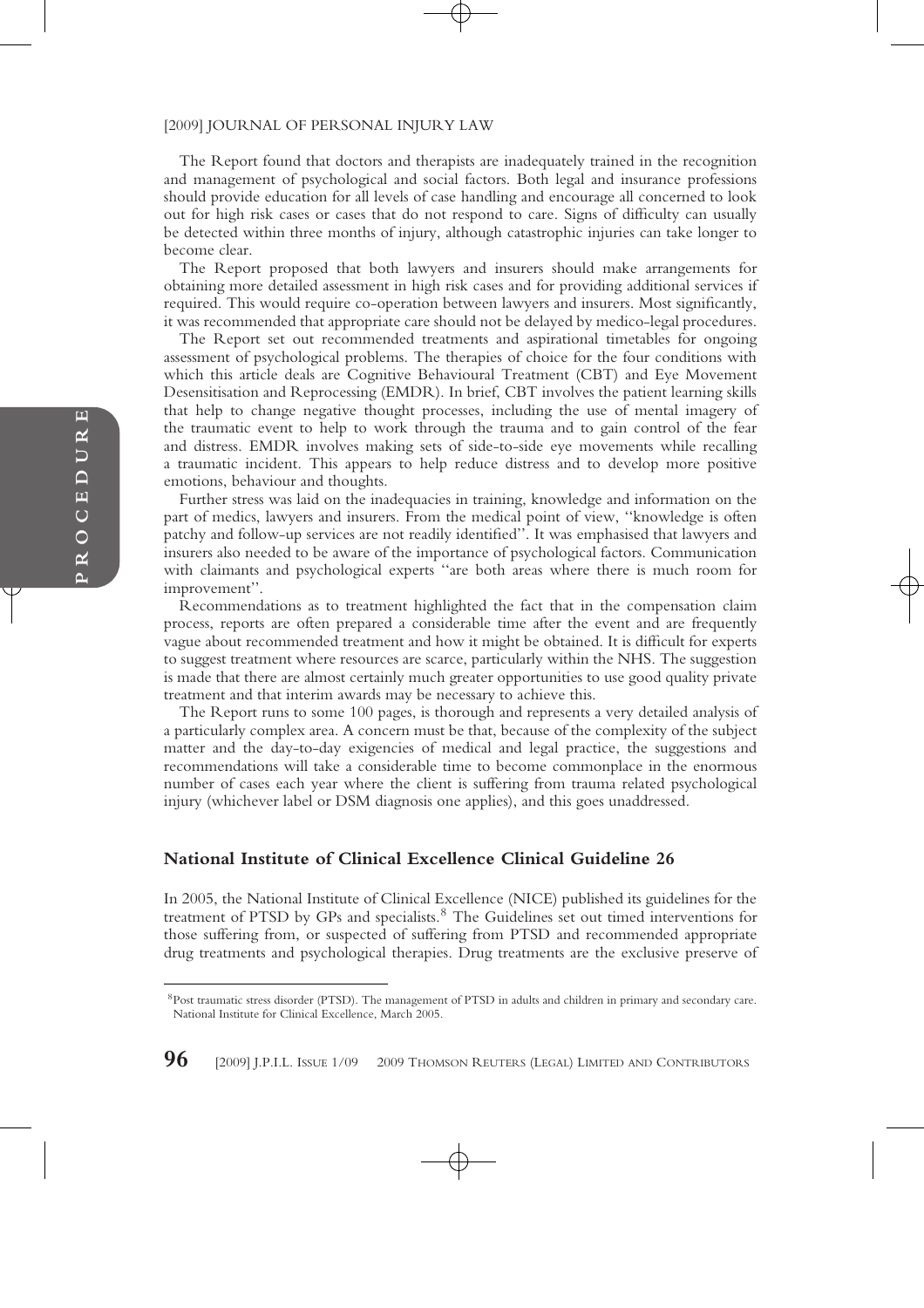The Report found that doctors and therapists are inadequately trained in the recognition and management of psychological and social factors. Both legal and insurance professions should provide education for all levels of case handling and encourage all concerned to look out for high risk cases or cases that do not respond to care. Signs of difficulty can usually be detected within three months of injury, although catastrophic injuries can take longer to become clear.

The Report proposed that both lawyers and insurers should make arrangements for obtaining more detailed assessment in high risk cases and for providing additional services if required. This would require co-operation between lawyers and insurers. Most significantly, it was recommended that appropriate care should not be delayed by medico-legal procedures.

The Report set out recommended treatments and aspirational timetables for ongoing assessment of psychological problems. The therapies of choice for the four conditions with which this article deals are Cognitive Behavioural Treatment (CBT) and Eye Movement Desensitisation and Reprocessing (EMDR). In brief, CBT involves the patient learning skills that help to change negative thought processes, including the use of mental imagery of the traumatic event to help to work through the trauma and to gain control of the fear and distress. EMDR involves making sets of side-to-side eye movements while recalling a traumatic incident. This appears to help reduce distress and to develop more positive emotions, behaviour and thoughts.

Further stress was laid on the inadequacies in training, knowledge and information on the part of medics, lawyers and insurers. From the medical point of view, "knowledge is often patchy and follow-up services are not readily identified". It was emphasised that lawyers and insurers also needed to be aware of the importance of psychological factors. Communication with claimants and psychological experts "are both areas where there is much room for improvement".

Recommendations as to treatment highlighted the fact that in the compensation claim process, reports are often prepared a considerable time after the event and are frequently vague about recommended treatment and how it might be obtained. It is difficult for experts to suggest treatment where resources are scarce, particularly within the NHS. The suggestion is made that there are almost certainly much greater opportunities to use good quality private treatment and that interim awards may be necessary to achieve this.

The Report runs to some 100 pages, is thorough and represents a very detailed analysis of a particularly complex area. A concern must be that, because of the complexity of the subject matter and the day-to-day exigencies of medical and legal practice, the suggestions and recommendations will take a considerable time to become commonplace in the enormous number of cases each year where the client is suffering from trauma related psychological injury (whichever label or DSM diagnosis one applies), and this goes unaddressed.

## National Institute of Clinical Excellence Clinical Guideline 26

In 2005, the National Institute of Clinical Excellence (NICE) published its guidelines for the treatment of PTSD by GPs and specialists.[8] The Guidelines set out timed interventions for those suffering from, or suspected of suffering from PTSD and recommended appropriate drug treatments and psychological therapies. Drug treatments are the exclusive preserve of

[8] Post traumatic stress disorder (PTSD). The management of PTSD in adults and children in primary and secondary care. National Institute for Clinical Excellence, March 2005.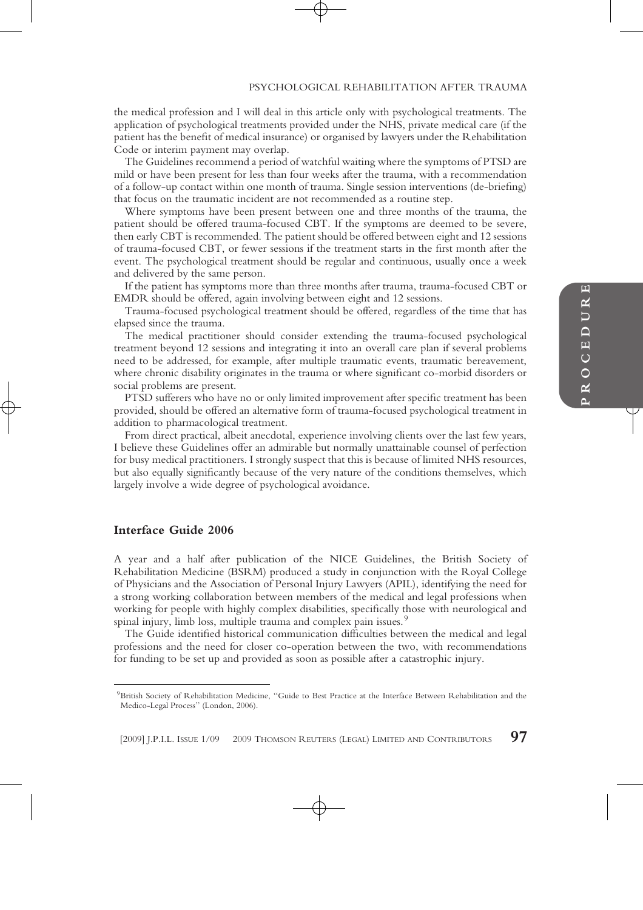the medical profession and I will deal in this article only with psychological treatments. The application of psychological treatments provided under the NHS, private medical care (if the patient has the benefit of medical insurance) or organised by lawyers under the Rehabilitation Code or interim payment may overlap.

The Guidelines recommend a period of watchful waiting where the symptoms of PTSD are mild or have been present for less than four weeks after the trauma, with a recommendation of a follow-up contact within one month of trauma. Single session interventions (de-briefing) that focus on the traumatic incident are not recommended as a routine step.

Where symptoms have been present between one and three months of the trauma, the patient should be offered trauma-focused CBT. If the symptoms are deemed to be severe, then early CBT is recommended. The patient should be offered between eight and 12 sessions of trauma-focused CBT, or fewer sessions if the treatment starts in the first month after the event. The psychological treatment should be regular and continuous, usually once a week and delivered by the same person.

If the patient has symptoms more than three months after trauma, trauma-focused CBT or EMDR should be offered, again involving between eight and 12 sessions.

Trauma-focused psychological treatment should be offered, regardless of the time that has elapsed since the trauma.

The medical practitioner should consider extending the trauma-focused psychological treatment beyond 12 sessions and integrating it into an overall care plan if several problems need to be addressed, for example, after multiple traumatic events, traumatic bereavement, where chronic disability originates in the trauma or where significant co-morbid disorders or social problems are present.

PTSD sufferers who have no or only limited improvement after specific treatment has been provided, should be offered an alternative form of trauma-focused psychological treatment in addition to pharmacological treatment.

From direct practical, albeit anecdotal, experience involving clients over the last few years, I believe these Guidelines offer an admirable but normally unattainable counsel of perfection for busy medical practitioners. I strongly suspect that this is because of limited NHS resources, but also equally significantly because of the very nature of the conditions themselves, which largely involve a wide degree of psychological avoidance.

### Interface Guide 2006

A year and a half after publication of the NICE Guidelines, the British Society of Rehabilitation Medicine (BSRM) produced a study in conjunction with the Royal College of Physicians and the Association of Personal Injury Lawyers (APIL), identifying the need for a strong working collaboration between members of the medical and legal professions when working for people with highly complex disabilities, specifically those with neurological and spinal injury, limb loss, multiple trauma and complex pain issues.[9]

The Guide identified historical communication difficulties between the medical and legal professions and the need for closer co-operation between the two, with recommendations for funding to be set up and provided as soon as possible after a catastrophic injury.

---

[9] British Society of Rehabilitation Medicine, "Guide to Best Practice at the Interface Between Rehabilitation and the Medico-Legal Process" (London, 2006).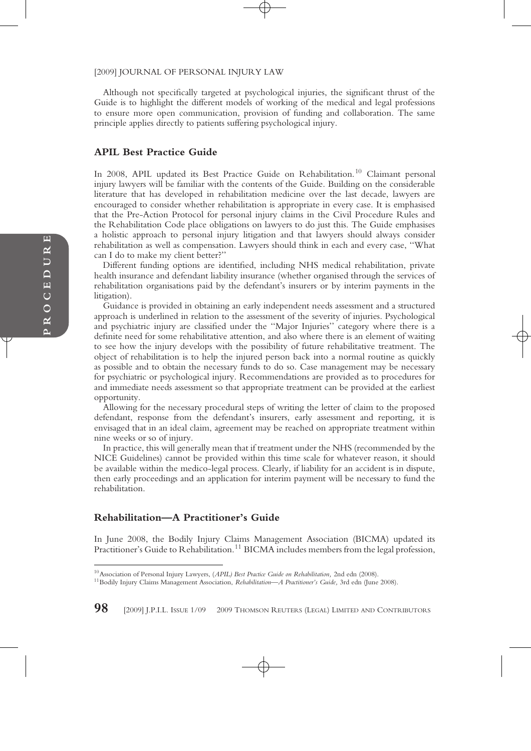Although not specifically targeted at psychological injuries, the significant thrust of the Guide is to highlight the different models of working of the medical and legal professions to ensure more open communication, provision of funding and collaboration. The same principle applies directly to patients suffering psychological injury.

## APIL Best Practice Guide

In 2008, APIL updated its Best Practice Guide on Rehabilitation.[10] Claimant personal injury lawyers will be familiar with the contents of the Guide. Building on the considerable literature that has developed in rehabilitation medicine over the last decade, lawyers are encouraged to consider whether rehabilitation is appropriate in every case. It is emphasised that the Pre-Action Protocol for personal injury claims in the Civil Procedure Rules and the Rehabilitation Code place obligations on lawyers to do just this. The Guide emphasises a holistic approach to personal injury litigation and that lawyers should always consider rehabilitation as well as compensation. Lawyers should think in each and every case, "What can I do to make my client better?"

Different funding options are identified, including NHS medical rehabilitation, private health insurance and defendant liability insurance (whether organised through the services of rehabilitation organisations paid by the defendant's insurers or by interim payments in the litigation).

Guidance is provided in obtaining an early independent needs assessment and a structured approach is underlined in relation to the assessment of the severity of injuries. Psychological and psychiatric injury are classified under the "Major Injuries" category where there is a definite need for some rehabilitative attention, and also where there is an element of waiting to see how the injury develops with the possibility of future rehabilitative treatment. The object of rehabilitation is to help the injured person back into a normal routine as quickly as possible and to obtain the necessary funds to do so. Case management may be necessary for psychiatric or psychological injury. Recommendations are provided as to procedures for and immediate needs assessment so that appropriate treatment can be provided at the earliest opportunity.

Allowing for the necessary procedural steps of writing the letter of claim to the proposed defendant, response from the defendant's insurers, early assessment and reporting, it is envisaged that in an ideal claim, agreement may be reached on appropriate treatment within nine weeks or so of injury.

In practice, this will generally mean that if treatment under the NHS (recommended by the NICE Guidelines) cannot be provided within this time scale for whatever reason, it should be available within the medico-legal process. Clearly, if liability for an accident is in dispute, then early proceedings and an application for interim payment will be necessary to fund the rehabilitation.

## Rehabilitation—A Practitioner's Guide

In June 2008, the Bodily Injury Claims Management Association (BICMA) updated its Practitioner's Guide to Rehabilitation.[11] BICMA includes members from the legal profession,

---

[10] Association of Personal Injury Lawyers, (*APIL) Best Practice Guide on Rehabilitation,* 2nd edn (2008).

[11] Bodily Injury Claims Management Association, *Rehabilitation—A Practitioner's Guide,* 3rd edn (June 2008).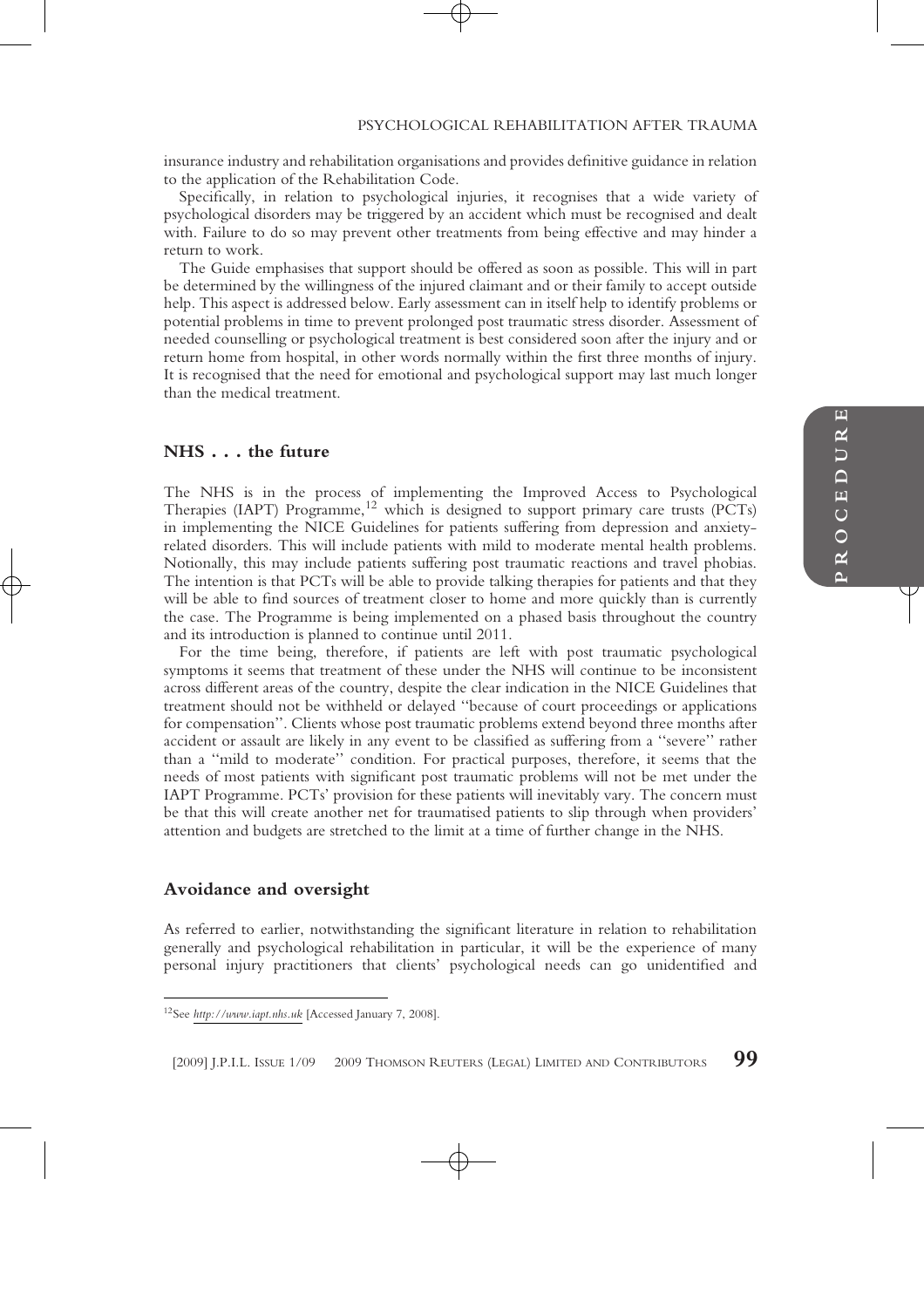insurance industry and rehabilitation organisations and provides definitive guidance in relation to the application of the Rehabilitation Code.

Specifically, in relation to psychological injuries, it recognises that a wide variety of psychological disorders may be triggered by an accident which must be recognised and dealt with. Failure to do so may prevent other treatments from being effective and may hinder a return to work.

The Guide emphasises that support should be offered as soon as possible. This will in part be determined by the willingness of the injured claimant and or their family to accept outside help. This aspect is addressed below. Early assessment can in itself help to identify problems or potential problems in time to prevent prolonged post traumatic stress disorder. Assessment of needed counselling or psychological treatment is best considered soon after the injury and or return home from hospital, in other words normally within the first three months of injury. It is recognised that the need for emotional and psychological support may last much longer than the medical treatment.

## NHS . . . the future

The NHS is in the process of implementing the Improved Access to Psychological Therapies (IAPT) Programme,[12] which is designed to support primary care trusts (PCTs) in implementing the NICE Guidelines for patients suffering from depression and anxiety-related disorders. This will include patients with mild to moderate mental health problems. Notionally, this may include patients suffering post traumatic reactions and travel phobias. The intention is that PCTs will be able to provide talking therapies for patients and that they will be able to find sources of treatment closer to home and more quickly than is currently the case. The Programme is being implemented on a phased basis throughout the country and its introduction is planned to continue until 2011.

For the time being, therefore, if patients are left with post traumatic psychological symptoms it seems that treatment of these under the NHS will continue to be inconsistent across different areas of the country, despite the clear indication in the NICE Guidelines that treatment should not be withheld or delayed "because of court proceedings or applications for compensation". Clients whose post traumatic problems extend beyond three months after accident or assault are likely in any event to be classified as suffering from a "severe" rather than a "mild to moderate" condition. For practical purposes, therefore, it seems that the needs of most patients with significant post traumatic problems will not be met under the IAPT Programme. PCTs' provision for these patients will inevitably vary. The concern must be that this will create another net for traumatised patients to slip through when providers' attention and budgets are stretched to the limit at a time of further change in the NHS.

## Avoidance and oversight

As referred to earlier, notwithstanding the significant literature in relation to rehabilitation generally and psychological rehabilitation in particular, it will be the experience of many personal injury practitioners that clients' psychological needs can go unidentified and

[12] See *http://www.iapt.nhs.uk* [Accessed January 7, 2008].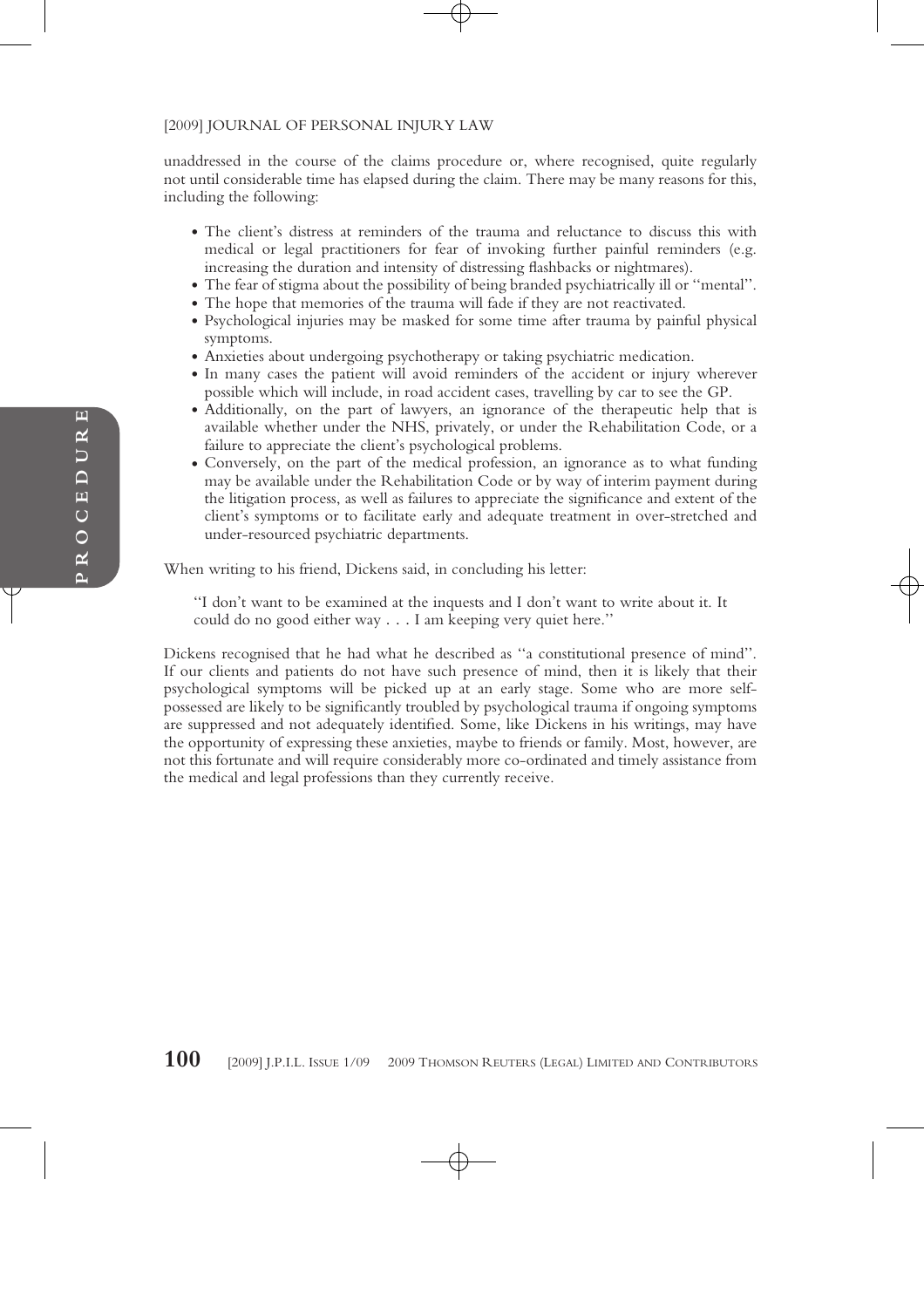unaddressed in the course of the claims procedure or, where recognised, quite regularly not until considerable time has elapsed during the claim. There may be many reasons for this, including the following:

- The client's distress at reminders of the trauma and reluctance to discuss this with medical or legal practitioners for fear of invoking further painful reminders (e.g. increasing the duration and intensity of distressing flashbacks or nightmares).
- The fear of stigma about the possibility of being branded psychiatrically ill or "mental".
- The hope that memories of the trauma will fade if they are not reactivated.
- Psychological injuries may be masked for some time after trauma by painful physical symptoms.
- Anxieties about undergoing psychotherapy or taking psychiatric medication.
- In many cases the patient will avoid reminders of the accident or injury wherever possible which will include, in road accident cases, travelling by car to see the GP.
- Additionally, on the part of lawyers, an ignorance of the therapeutic help that is available whether under the NHS, privately, or under the Rehabilitation Code, or a failure to appreciate the client's psychological problems.
- Conversely, on the part of the medical profession, an ignorance as to what funding may be available under the Rehabilitation Code or by way of interim payment during the litigation process, as well as failures to appreciate the significance and extent of the client's symptoms or to facilitate early and adequate treatment in over-stretched and under-resourced psychiatric departments.

When writing to his friend, Dickens said, in concluding his letter:

> "I don't want to be examined at the inquests and I don't want to write about it. It could do no good either way . . . I am keeping very quiet here."

Dickens recognised that he had what he described as "a constitutional presence of mind". If our clients and patients do not have such presence of mind, then it is likely that their psychological symptoms will be picked up at an early stage. Some who are more self-possessed are likely to be significantly troubled by psychological trauma if ongoing symptoms are suppressed and not adequately identified. Some, like Dickens in his writings, may have the opportunity of expressing these anxieties, maybe to friends or family. Most, however, are not this fortunate and will require considerably more co-ordinated and timely assistance from the medical and legal professions than they currently receive.